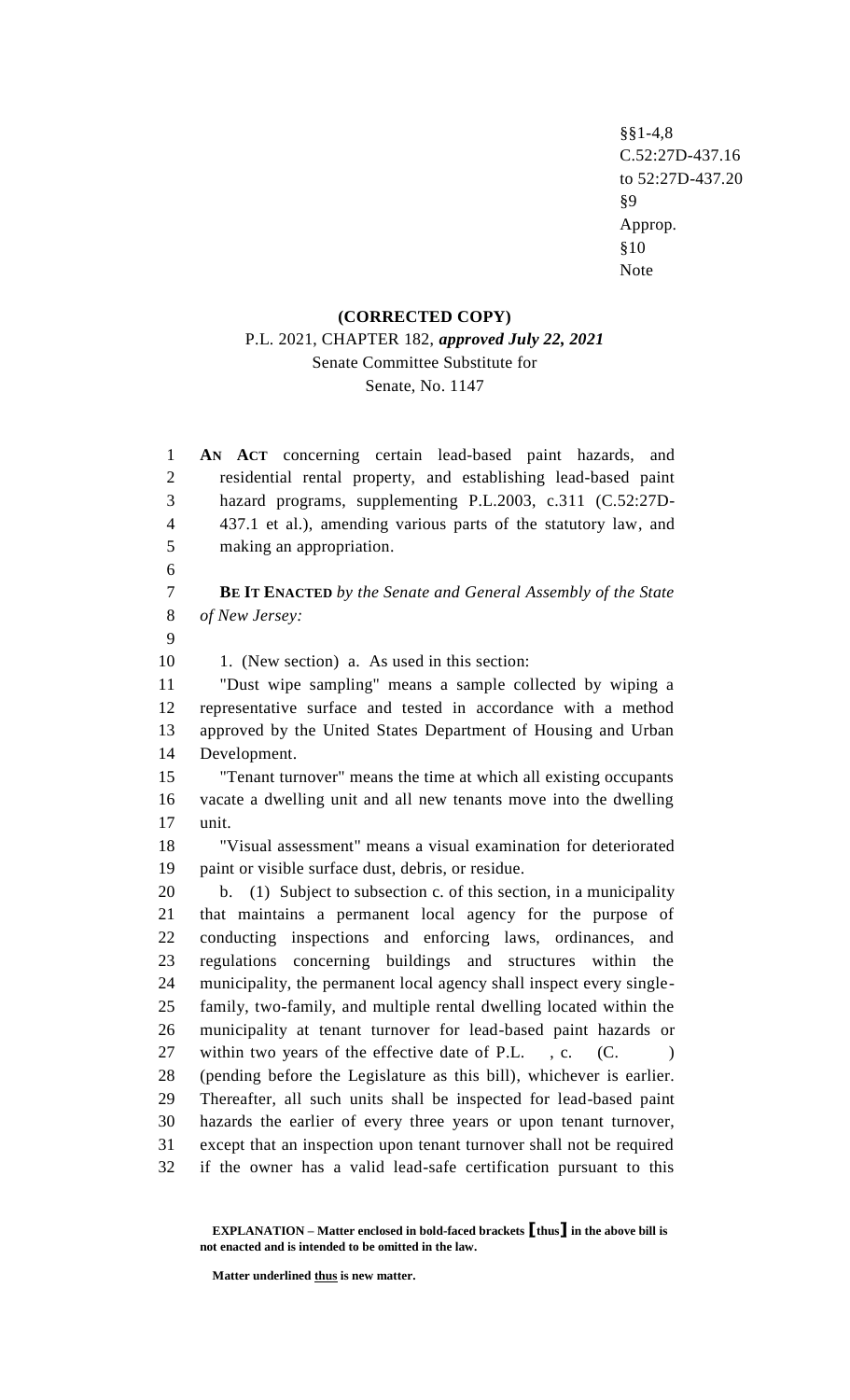§§1-4,8
C.52:27D-437.16
to 52:27D-437.20
§9
Approp.
§10
Note

**(CORRECTED COPY)**

P.L. 2021, CHAPTER 182, ***approved July 22, 2021***

Senate Committee Substitute for

Senate, No. 1147

**AN ACT** concerning certain lead-based paint hazards, and residential rental property, and establishing lead-based paint hazard programs, supplementing P.L.2003, c.311 (C.52:27D-437.1 et al.), amending various parts of the statutory law, and making an appropriation.

**BE IT ENACTED** *by the Senate and General Assembly of the State of New Jersey:*

1. (New section) a. As used in this section:

"Dust wipe sampling" means a sample collected by wiping a representative surface and tested in accordance with a method approved by the United States Department of Housing and Urban Development.

"Tenant turnover" means the time at which all existing occupants vacate a dwelling unit and all new tenants move into the dwelling unit.

"Visual assessment" means a visual examination for deteriorated paint or visible surface dust, debris, or residue.

b. (1) Subject to subsection c. of this section, in a municipality that maintains a permanent local agency for the purpose of conducting inspections and enforcing laws, ordinances, and regulations concerning buildings and structures within the municipality, the permanent local agency shall inspect every single-family, two-family, and multiple rental dwelling located within the municipality at tenant turnover for lead-based paint hazards or within two years of the effective date of P.L. , c. (C. ) (pending before the Legislature as this bill), whichever is earlier. Thereafter, all such units shall be inspected for lead-based paint hazards the earlier of every three years or upon tenant turnover, except that an inspection upon tenant turnover shall not be required if the owner has a valid lead-safe certification pursuant to this

**EXPLANATION – Matter enclosed in bold-faced brackets [thus] in the above bill is not enacted and is intended to be omitted in the law.**

**Matter underlined thus is new matter.**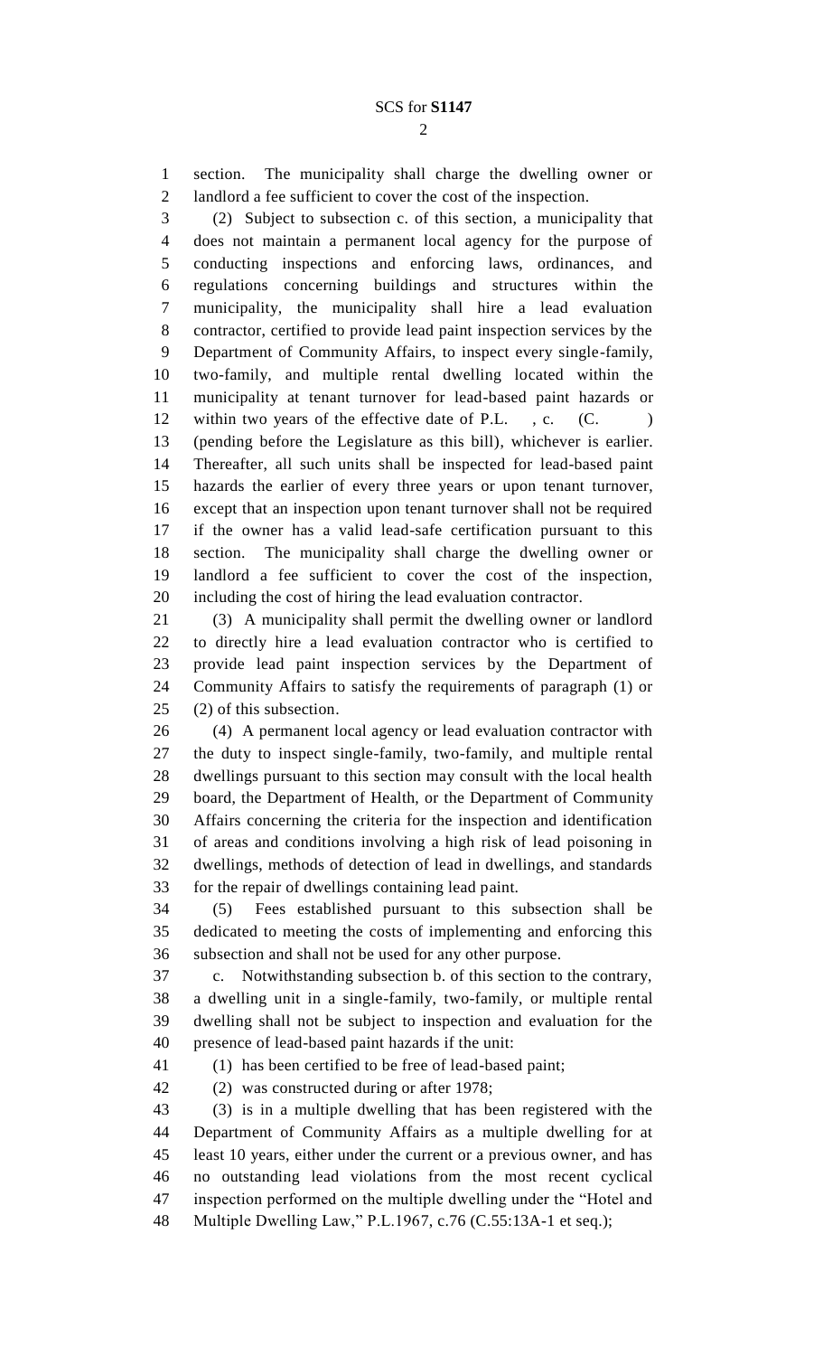section. The municipality shall charge the dwelling owner or landlord a fee sufficient to cover the cost of the inspection.

(2) Subject to subsection c. of this section, a municipality that does not maintain a permanent local agency for the purpose of conducting inspections and enforcing laws, ordinances, and regulations concerning buildings and structures within the municipality, the municipality shall hire a lead evaluation contractor, certified to provide lead paint inspection services by the Department of Community Affairs, to inspect every single-family, two-family, and multiple rental dwelling located within the municipality at tenant turnover for lead-based paint hazards or within two years of the effective date of P.L. , c. (C. ) (pending before the Legislature as this bill), whichever is earlier. Thereafter, all such units shall be inspected for lead-based paint hazards the earlier of every three years or upon tenant turnover, except that an inspection upon tenant turnover shall not be required if the owner has a valid lead-safe certification pursuant to this section. The municipality shall charge the dwelling owner or landlord a fee sufficient to cover the cost of the inspection, including the cost of hiring the lead evaluation contractor.

(3) A municipality shall permit the dwelling owner or landlord to directly hire a lead evaluation contractor who is certified to provide lead paint inspection services by the Department of Community Affairs to satisfy the requirements of paragraph (1) or (2) of this subsection.

(4) A permanent local agency or lead evaluation contractor with the duty to inspect single-family, two-family, and multiple rental dwellings pursuant to this section may consult with the local health board, the Department of Health, or the Department of Community Affairs concerning the criteria for the inspection and identification of areas and conditions involving a high risk of lead poisoning in dwellings, methods of detection of lead in dwellings, and standards for the repair of dwellings containing lead paint.

(5) Fees established pursuant to this subsection shall be dedicated to meeting the costs of implementing and enforcing this subsection and shall not be used for any other purpose.

c. Notwithstanding subsection b. of this section to the contrary, a dwelling unit in a single-family, two-family, or multiple rental dwelling shall not be subject to inspection and evaluation for the presence of lead-based paint hazards if the unit:

(1) has been certified to be free of lead-based paint;

(2) was constructed during or after 1978;

(3) is in a multiple dwelling that has been registered with the Department of Community Affairs as a multiple dwelling for at least 10 years, either under the current or a previous owner, and has no outstanding lead violations from the most recent cyclical inspection performed on the multiple dwelling under the "Hotel and Multiple Dwelling Law," P.L.1967, c.76 (C.55:13A-1 et seq.);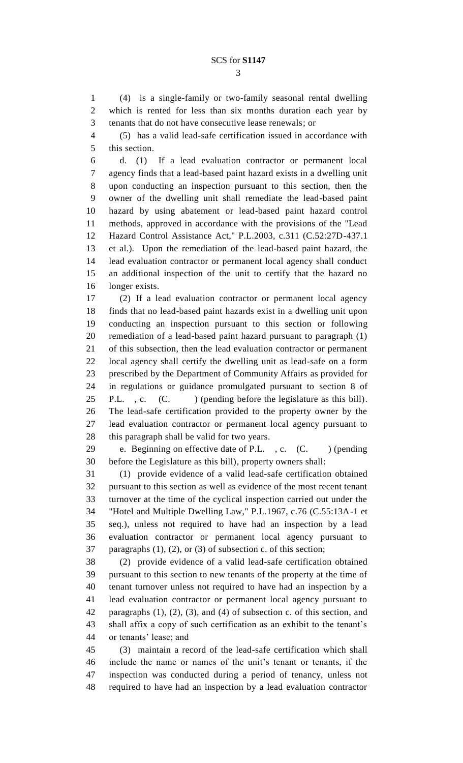(4) is a single-family or two-family seasonal rental dwelling which is rented for less than six months duration each year by tenants that do not have consecutive lease renewals; or

(5) has a valid lead-safe certification issued in accordance with this section.

d. (1) If a lead evaluation contractor or permanent local agency finds that a lead-based paint hazard exists in a dwelling unit upon conducting an inspection pursuant to this section, then the owner of the dwelling unit shall remediate the lead-based paint hazard by using abatement or lead-based paint hazard control methods, approved in accordance with the provisions of the "Lead Hazard Control Assistance Act," P.L.2003, c.311 (C.52:27D-437.1 et al.). Upon the remediation of the lead-based paint hazard, the lead evaluation contractor or permanent local agency shall conduct an additional inspection of the unit to certify that the hazard no longer exists.

(2) If a lead evaluation contractor or permanent local agency finds that no lead-based paint hazards exist in a dwelling unit upon conducting an inspection pursuant to this section or following remediation of a lead-based paint hazard pursuant to paragraph (1) of this subsection, then the lead evaluation contractor or permanent local agency shall certify the dwelling unit as lead-safe on a form prescribed by the Department of Community Affairs as provided for in regulations or guidance promulgated pursuant to section 8 of P.L. , c. (C. ) (pending before the legislature as this bill). The lead-safe certification provided to the property owner by the lead evaluation contractor or permanent local agency pursuant to this paragraph shall be valid for two years.

e. Beginning on effective date of P.L. , c. (C. ) (pending before the Legislature as this bill), property owners shall:

(1) provide evidence of a valid lead-safe certification obtained pursuant to this section as well as evidence of the most recent tenant turnover at the time of the cyclical inspection carried out under the "Hotel and Multiple Dwelling Law," P.L.1967, c.76 (C.55:13A-1 et seq.), unless not required to have had an inspection by a lead evaluation contractor or permanent local agency pursuant to paragraphs (1), (2), or (3) of subsection c. of this section;

(2) provide evidence of a valid lead-safe certification obtained pursuant to this section to new tenants of the property at the time of tenant turnover unless not required to have had an inspection by a lead evaluation contractor or permanent local agency pursuant to paragraphs (1), (2), (3), and (4) of subsection c. of this section, and shall affix a copy of such certification as an exhibit to the tenant's or tenants' lease; and

(3) maintain a record of the lead-safe certification which shall include the name or names of the unit's tenant or tenants, if the inspection was conducted during a period of tenancy, unless not required to have had an inspection by a lead evaluation contractor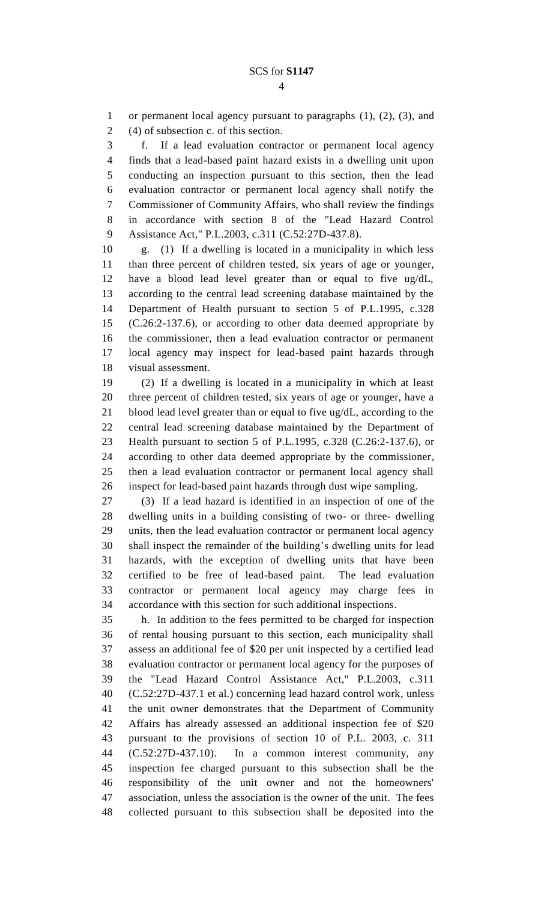or permanent local agency pursuant to paragraphs (1), (2), (3), and (4) of subsection c. of this section.

f. If a lead evaluation contractor or permanent local agency finds that a lead-based paint hazard exists in a dwelling unit upon conducting an inspection pursuant to this section, then the lead evaluation contractor or permanent local agency shall notify the Commissioner of Community Affairs, who shall review the findings in accordance with section 8 of the "Lead Hazard Control Assistance Act," P.L.2003, c.311 (C.52:27D-437.8).

g. (1) If a dwelling is located in a municipality in which less than three percent of children tested, six years of age or younger, have a blood lead level greater than or equal to five ug/dL, according to the central lead screening database maintained by the Department of Health pursuant to section 5 of P.L.1995, c.328 (C.26:2-137.6), or according to other data deemed appropriate by the commissioner, then a lead evaluation contractor or permanent local agency may inspect for lead-based paint hazards through visual assessment.

(2) If a dwelling is located in a municipality in which at least three percent of children tested, six years of age or younger, have a blood lead level greater than or equal to five ug/dL, according to the central lead screening database maintained by the Department of Health pursuant to section 5 of P.L.1995, c.328 (C.26:2-137.6), or according to other data deemed appropriate by the commissioner, then a lead evaluation contractor or permanent local agency shall inspect for lead-based paint hazards through dust wipe sampling.

(3) If a lead hazard is identified in an inspection of one of the dwelling units in a building consisting of two- or three- dwelling units, then the lead evaluation contractor or permanent local agency shall inspect the remainder of the building's dwelling units for lead hazards, with the exception of dwelling units that have been certified to be free of lead-based paint. The lead evaluation contractor or permanent local agency may charge fees in accordance with this section for such additional inspections.

h. In addition to the fees permitted to be charged for inspection of rental housing pursuant to this section, each municipality shall assess an additional fee of $20 per unit inspected by a certified lead evaluation contractor or permanent local agency for the purposes of the "Lead Hazard Control Assistance Act," P.L.2003, c.311 (C.52:27D-437.1 et al.) concerning lead hazard control work, unless the unit owner demonstrates that the Department of Community Affairs has already assessed an additional inspection fee of $20 pursuant to the provisions of section 10 of P.L. 2003, c. 311 (C.52:27D-437.10). In a common interest community, any inspection fee charged pursuant to this subsection shall be the responsibility of the unit owner and not the homeowners' association, unless the association is the owner of the unit. The fees collected pursuant to this subsection shall be deposited into the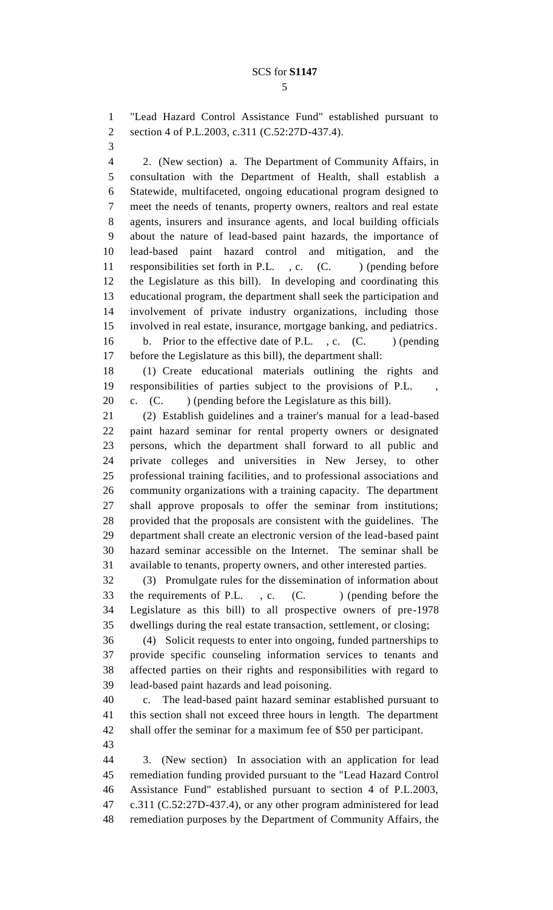"Lead Hazard Control Assistance Fund" established pursuant to section 4 of P.L.2003, c.311 (C.52:27D-437.4).

2. (New section) a. The Department of Community Affairs, in consultation with the Department of Health, shall establish a Statewide, multifaceted, ongoing educational program designed to meet the needs of tenants, property owners, realtors and real estate agents, insurers and insurance agents, and local building officials about the nature of lead-based paint hazards, the importance of lead-based paint hazard control and mitigation, and the responsibilities set forth in P.L. , c. (C. ) (pending before the Legislature as this bill). In developing and coordinating this educational program, the department shall seek the participation and involvement of private industry organizations, including those involved in real estate, insurance, mortgage banking, and pediatrics.

b. Prior to the effective date of P.L. , c. (C. ) (pending before the Legislature as this bill), the department shall:

(1) Create educational materials outlining the rights and responsibilities of parties subject to the provisions of P.L. , c. (C. ) (pending before the Legislature as this bill).

(2) Establish guidelines and a trainer's manual for a lead-based paint hazard seminar for rental property owners or designated persons, which the department shall forward to all public and private colleges and universities in New Jersey, to other professional training facilities, and to professional associations and community organizations with a training capacity. The department shall approve proposals to offer the seminar from institutions; provided that the proposals are consistent with the guidelines. The department shall create an electronic version of the lead-based paint hazard seminar accessible on the Internet. The seminar shall be available to tenants, property owners, and other interested parties.

(3) Promulgate rules for the dissemination of information about the requirements of P.L. , c. (C. ) (pending before the Legislature as this bill) to all prospective owners of pre-1978 dwellings during the real estate transaction, settlement, or closing;

(4) Solicit requests to enter into ongoing, funded partnerships to provide specific counseling information services to tenants and affected parties on their rights and responsibilities with regard to lead-based paint hazards and lead poisoning.

c. The lead-based paint hazard seminar established pursuant to this section shall not exceed three hours in length. The department shall offer the seminar for a maximum fee of $50 per participant.

3. (New section) In association with an application for lead remediation funding provided pursuant to the "Lead Hazard Control Assistance Fund" established pursuant to section 4 of P.L.2003, c.311 (C.52:27D-437.4), or any other program administered for lead remediation purposes by the Department of Community Affairs, the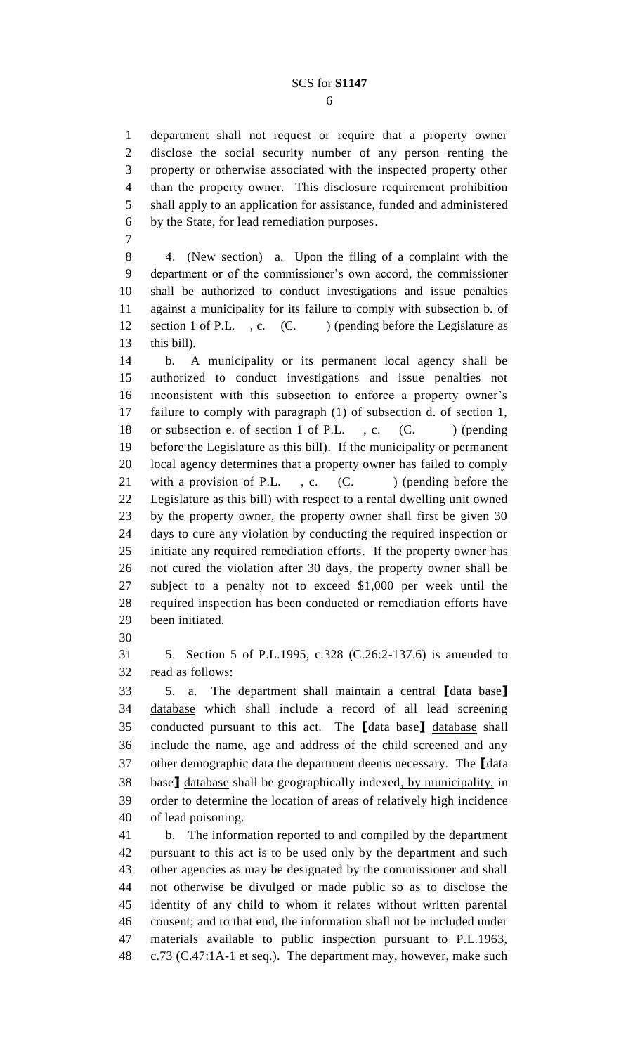department shall not request or require that a property owner disclose the social security number of any person renting the property or otherwise associated with the inspected property other than the property owner. This disclosure requirement prohibition shall apply to an application for assistance, funded and administered by the State, for lead remediation purposes.

4. (New section) a. Upon the filing of a complaint with the department or of the commissioner's own accord, the commissioner shall be authorized to conduct investigations and issue penalties against a municipality for its failure to comply with subsection b. of section 1 of P.L. , c. (C. ) (pending before the Legislature as this bill).

b. A municipality or its permanent local agency shall be authorized to conduct investigations and issue penalties not inconsistent with this subsection to enforce a property owner's failure to comply with paragraph (1) of subsection d. of section 1, or subsection e. of section 1 of P.L. , c. (C. ) (pending before the Legislature as this bill). If the municipality or permanent local agency determines that a property owner has failed to comply with a provision of P.L. , c. (C. ) (pending before the Legislature as this bill) with respect to a rental dwelling unit owned by the property owner, the property owner shall first be given 30 days to cure any violation by conducting the required inspection or initiate any required remediation efforts. If the property owner has not cured the violation after 30 days, the property owner shall be subject to a penalty not to exceed $1,000 per week until the required inspection has been conducted or remediation efforts have been initiated.

5. Section 5 of P.L.1995, c.328 (C.26:2-137.6) is amended to read as follows:

5. a. The department shall maintain a central ⟦data base⟧ <u>database</u> which shall include a record of all lead screening conducted pursuant to this act. The ⟦data base⟧ <u>database</u> shall include the name, age and address of the child screened and any other demographic data the department deems necessary. The ⟦data base⟧ <u>database</u> shall be geographically indexed<u>, by municipality,</u> in order to determine the location of areas of relatively high incidence of lead poisoning.

b. The information reported to and compiled by the department pursuant to this act is to be used only by the department and such other agencies as may be designated by the commissioner and shall not otherwise be divulged or made public so as to disclose the identity of any child to whom it relates without written parental consent; and to that end, the information shall not be included under materials available to public inspection pursuant to P.L.1963, c.73 (C.47:1A-1 et seq.). The department may, however, make such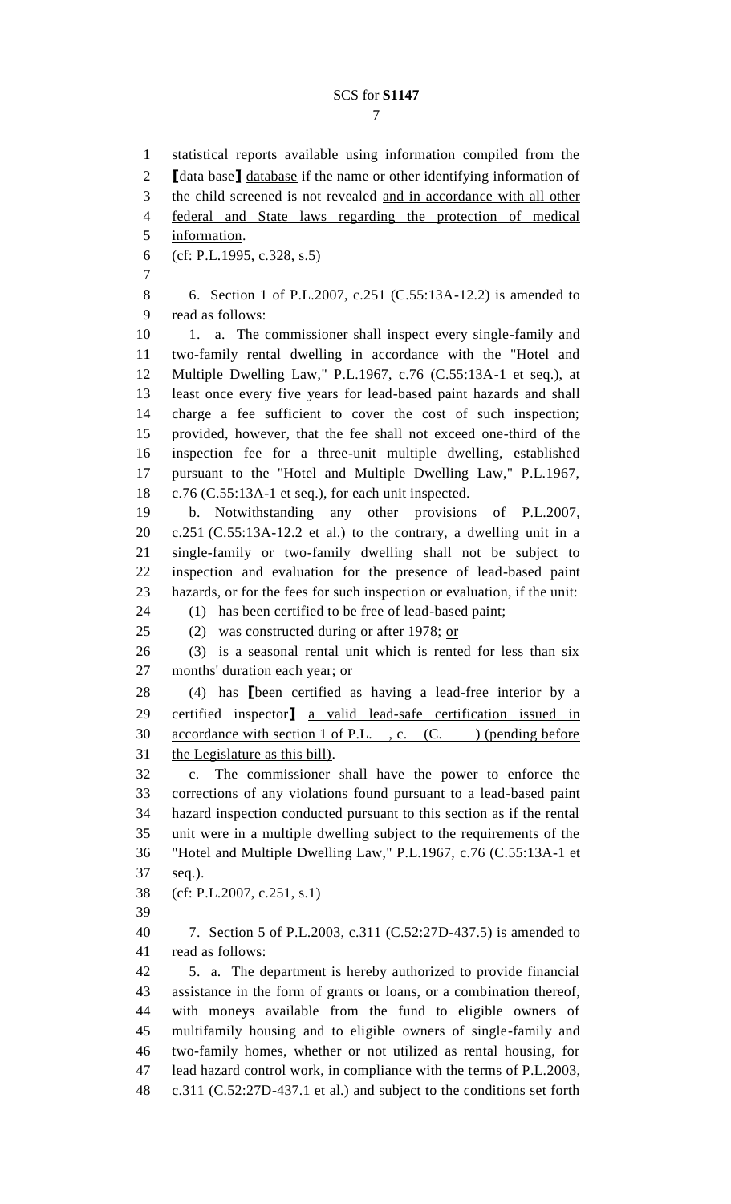statistical reports available using information compiled from the [data base] <u>database</u> if the name or other identifying information of the child screened is not revealed <u>and in accordance with all other federal and State laws regarding the protection of medical information</u>.

(cf: P.L.1995, c.328, s.5)

6. Section 1 of P.L.2007, c.251 (C.55:13A-12.2) is amended to read as follows:

1. a. The commissioner shall inspect every single-family and two-family rental dwelling in accordance with the "Hotel and Multiple Dwelling Law," P.L.1967, c.76 (C.55:13A-1 et seq.), at least once every five years for lead-based paint hazards and shall charge a fee sufficient to cover the cost of such inspection; provided, however, that the fee shall not exceed one-third of the inspection fee for a three-unit multiple dwelling, established pursuant to the "Hotel and Multiple Dwelling Law," P.L.1967, c.76 (C.55:13A-1 et seq.), for each unit inspected.

b. Notwithstanding any other provisions of P.L.2007, c.251 (C.55:13A-12.2 et al.) to the contrary, a dwelling unit in a single-family or two-family dwelling shall not be subject to inspection and evaluation for the presence of lead-based paint hazards, or for the fees for such inspection or evaluation, if the unit:

(1) has been certified to be free of lead-based paint;

(2) was constructed during or after 1978; <u>or</u>

(3) is a seasonal rental unit which is rented for less than six months' duration each year; or

(4) has [been certified as having a lead-free interior by a certified inspector] <u>a valid lead-safe certification issued in accordance with section 1 of P.L. , c. (C. ) (pending before the Legislature as this bill)</u>.

c. The commissioner shall have the power to enforce the corrections of any violations found pursuant to a lead-based paint hazard inspection conducted pursuant to this section as if the rental unit were in a multiple dwelling subject to the requirements of the "Hotel and Multiple Dwelling Law," P.L.1967, c.76 (C.55:13A-1 et seq.).

(cf: P.L.2007, c.251, s.1)

7. Section 5 of P.L.2003, c.311 (C.52:27D-437.5) is amended to read as follows:

5. a. The department is hereby authorized to provide financial assistance in the form of grants or loans, or a combination thereof, with moneys available from the fund to eligible owners of multifamily housing and to eligible owners of single-family and two-family homes, whether or not utilized as rental housing, for lead hazard control work, in compliance with the terms of P.L.2003, c.311 (C.52:27D-437.1 et al.) and subject to the conditions set forth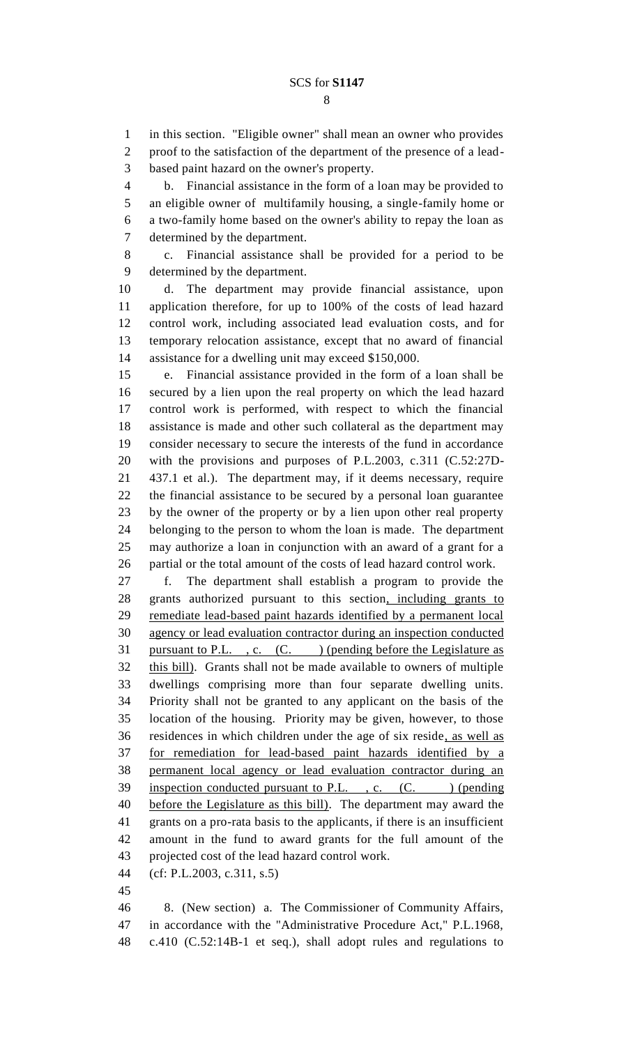in this section. "Eligible owner" shall mean an owner who provides proof to the satisfaction of the department of the presence of a lead-based paint hazard on the owner's property.

b. Financial assistance in the form of a loan may be provided to an eligible owner of multifamily housing, a single-family home or a two-family home based on the owner's ability to repay the loan as determined by the department.

c. Financial assistance shall be provided for a period to be determined by the department.

d. The department may provide financial assistance, upon application therefore, for up to 100% of the costs of lead hazard control work, including associated lead evaluation costs, and for temporary relocation assistance, except that no award of financial assistance for a dwelling unit may exceed $150,000.

e. Financial assistance provided in the form of a loan shall be secured by a lien upon the real property on which the lead hazard control work is performed, with respect to which the financial assistance is made and other such collateral as the department may consider necessary to secure the interests of the fund in accordance with the provisions and purposes of P.L.2003, c.311 (C.52:27D-437.1 et al.). The department may, if it deems necessary, require the financial assistance to be secured by a personal loan guarantee by the owner of the property or by a lien upon other real property belonging to the person to whom the loan is made. The department may authorize a loan in conjunction with an award of a grant for a partial or the total amount of the costs of lead hazard control work.

f. The department shall establish a program to provide the grants authorized pursuant to this section, including grants to remediate lead-based paint hazards identified by a permanent local agency or lead evaluation contractor during an inspection conducted pursuant to P.L. , c. (C. ) (pending before the Legislature as this bill). Grants shall not be made available to owners of multiple dwellings comprising more than four separate dwelling units. Priority shall not be granted to any applicant on the basis of the location of the housing. Priority may be given, however, to those residences in which children under the age of six reside, as well as for remediation for lead-based paint hazards identified by a permanent local agency or lead evaluation contractor during an inspection conducted pursuant to P.L. , c. (C. ) (pending before the Legislature as this bill). The department may award the grants on a pro-rata basis to the applicants, if there is an insufficient amount in the fund to award grants for the full amount of the projected cost of the lead hazard control work.

(cf: P.L.2003, c.311, s.5)

8. (New section) a. The Commissioner of Community Affairs, in accordance with the "Administrative Procedure Act," P.L.1968, c.410 (C.52:14B-1 et seq.), shall adopt rules and regulations to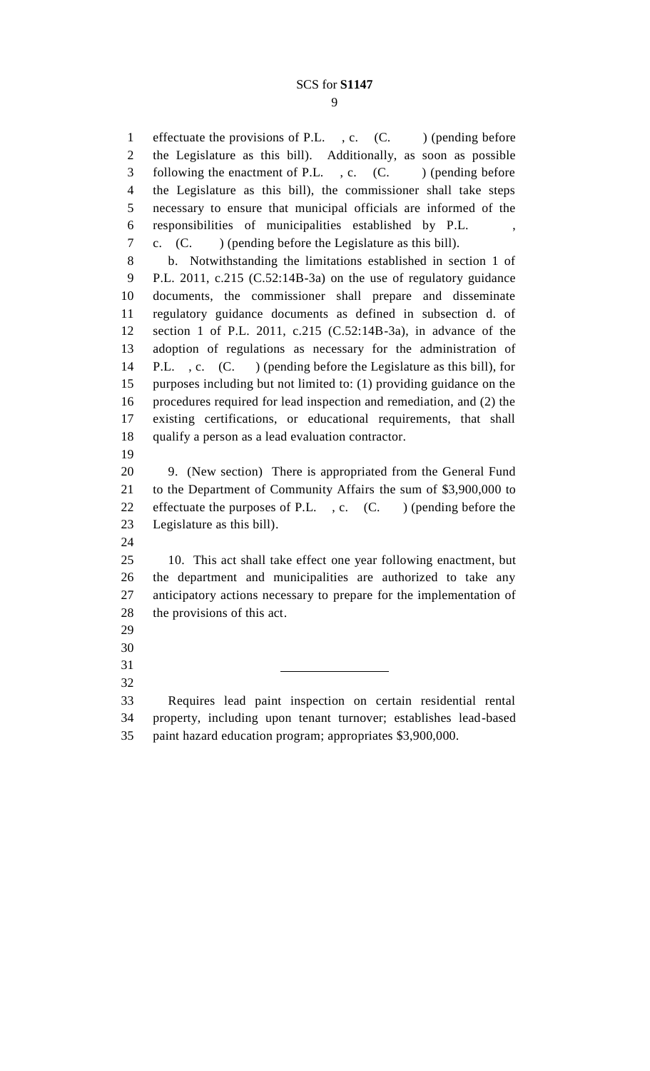effectuate the provisions of P.L. , c. (C. ) (pending before the Legislature as this bill). Additionally, as soon as possible following the enactment of P.L. , c. (C. ) (pending before the Legislature as this bill), the commissioner shall take steps necessary to ensure that municipal officials are informed of the responsibilities of municipalities established by P.L. , c. (C. ) (pending before the Legislature as this bill).

b. Notwithstanding the limitations established in section 1 of P.L. 2011, c.215 (C.52:14B-3a) on the use of regulatory guidance documents, the commissioner shall prepare and disseminate regulatory guidance documents as defined in subsection d. of section 1 of P.L. 2011, c.215 (C.52:14B-3a), in advance of the adoption of regulations as necessary for the administration of P.L. , c. (C. ) (pending before the Legislature as this bill), for purposes including but not limited to: (1) providing guidance on the procedures required for lead inspection and remediation, and (2) the existing certifications, or educational requirements, that shall qualify a person as a lead evaluation contractor.

9. (New section) There is appropriated from the General Fund to the Department of Community Affairs the sum of $3,900,000 to effectuate the purposes of P.L. , c. (C. ) (pending before the Legislature as this bill).

10. This act shall take effect one year following enactment, but the department and municipalities are authorized to take any anticipatory actions necessary to prepare for the implementation of the provisions of this act.

---

Requires lead paint inspection on certain residential rental property, including upon tenant turnover; establishes lead-based paint hazard education program; appropriates $3,900,000.